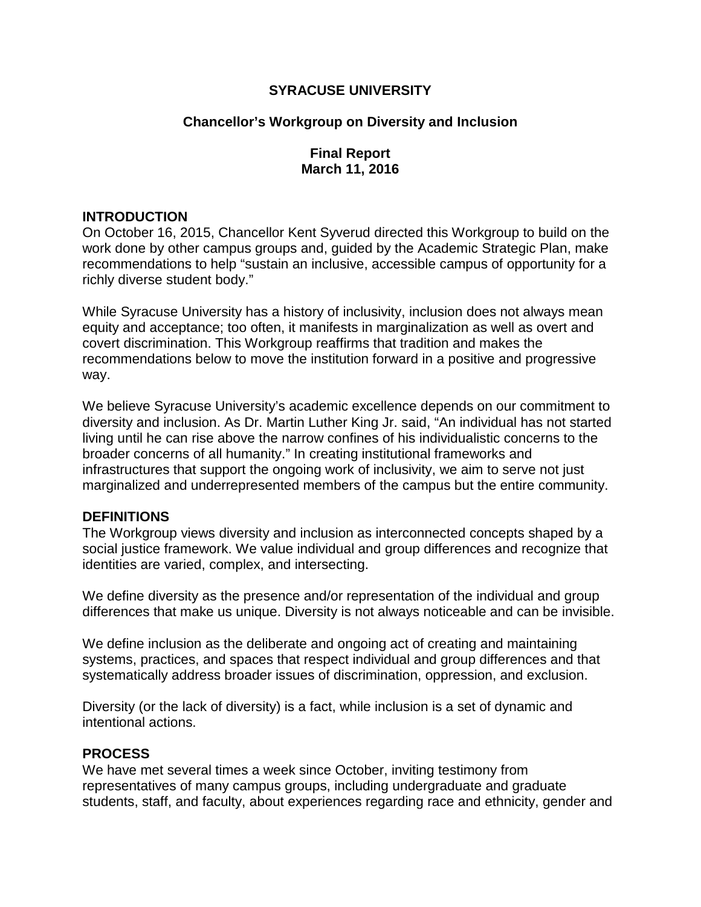# SYRACUSE UNIVERSITY

## Chancellor's Workgroup on Diversity and Inclusion

**Final Report**
**March 11, 2016**

## INTRODUCTION

On October 16, 2015, Chancellor Kent Syverud directed this Workgroup to build on the work done by other campus groups and, guided by the Academic Strategic Plan, make recommendations to help "sustain an inclusive, accessible campus of opportunity for a richly diverse student body."

While Syracuse University has a history of inclusivity, inclusion does not always mean equity and acceptance; too often, it manifests in marginalization as well as overt and covert discrimination. This Workgroup reaffirms that tradition and makes the recommendations below to move the institution forward in a positive and progressive way.

We believe Syracuse University's academic excellence depends on our commitment to diversity and inclusion. As Dr. Martin Luther King Jr. said, "An individual has not started living until he can rise above the narrow confines of his individualistic concerns to the broader concerns of all humanity." In creating institutional frameworks and infrastructures that support the ongoing work of inclusivity, we aim to serve not just marginalized and underrepresented members of the campus but the entire community.

## DEFINITIONS

The Workgroup views diversity and inclusion as interconnected concepts shaped by a social justice framework. We value individual and group differences and recognize that identities are varied, complex, and intersecting.

We define diversity as the presence and/or representation of the individual and group differences that make us unique. Diversity is not always noticeable and can be invisible.

We define inclusion as the deliberate and ongoing act of creating and maintaining systems, practices, and spaces that respect individual and group differences and that systematically address broader issues of discrimination, oppression, and exclusion.

Diversity (or the lack of diversity) is a fact, while inclusion is a set of dynamic and intentional actions.

## PROCESS

We have met several times a week since October, inviting testimony from representatives of many campus groups, including undergraduate and graduate students, staff, and faculty, about experiences regarding race and ethnicity, gender and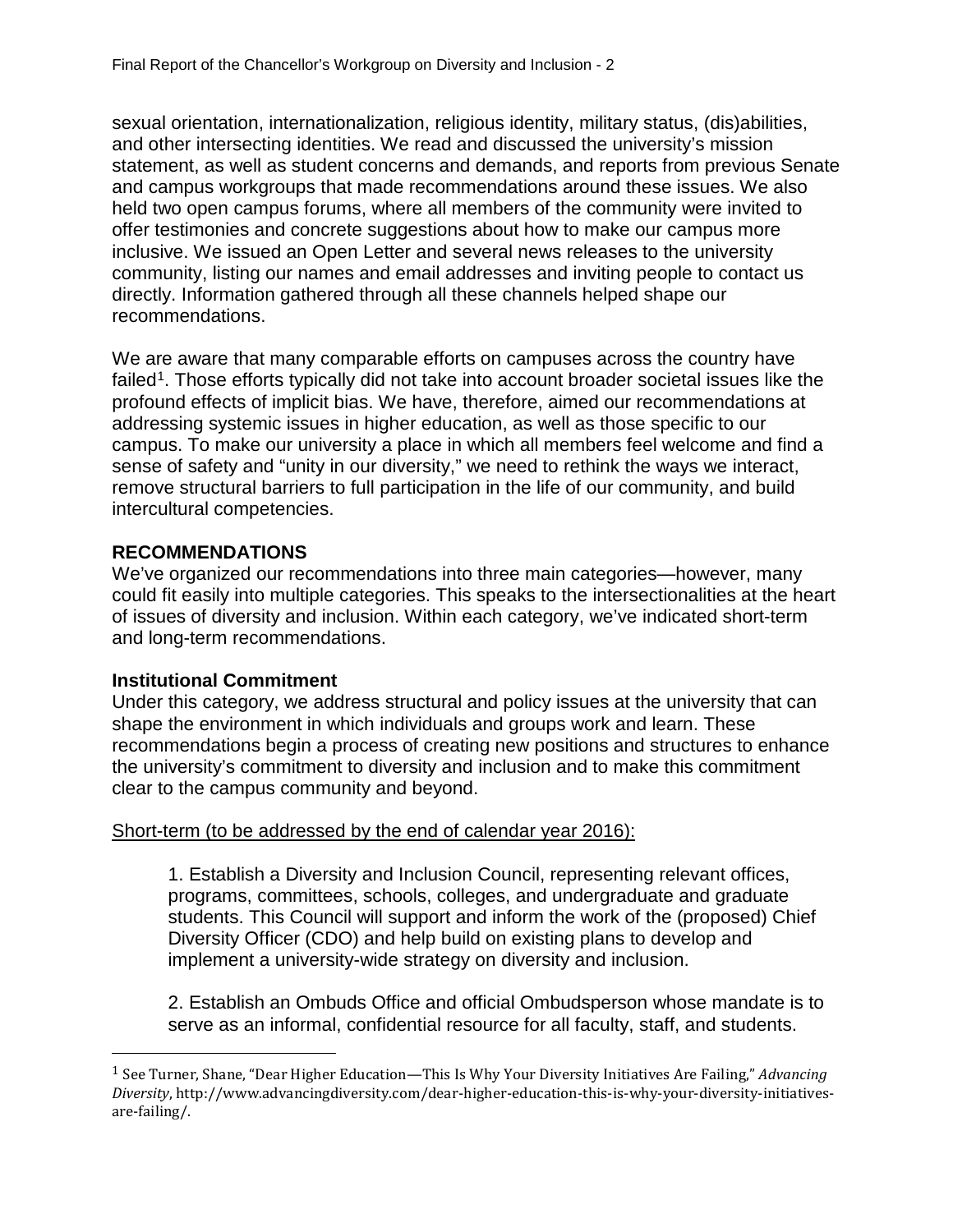sexual orientation, internationalization, religious identity, military status, (dis)abilities, and other intersecting identities. We read and discussed the university's mission statement, as well as student concerns and demands, and reports from previous Senate and campus workgroups that made recommendations around these issues. We also held two open campus forums, where all members of the community were invited to offer testimonies and concrete suggestions about how to make our campus more inclusive. We issued an Open Letter and several news releases to the university community, listing our names and email addresses and inviting people to contact us directly. Information gathered through all these channels helped shape our recommendations.

We are aware that many comparable efforts on campuses across the country have failed[1]. Those efforts typically did not take into account broader societal issues like the profound effects of implicit bias. We have, therefore, aimed our recommendations at addressing systemic issues in higher education, as well as those specific to our campus. To make our university a place in which all members feel welcome and find a sense of safety and "unity in our diversity," we need to rethink the ways we interact, remove structural barriers to full participation in the life of our community, and build intercultural competencies.

## RECOMMENDATIONS

We've organized our recommendations into three main categories—however, many could fit easily into multiple categories. This speaks to the intersectionalities at the heart of issues of diversity and inclusion. Within each category, we've indicated short-term and long-term recommendations.

### Institutional Commitment

Under this category, we address structural and policy issues at the university that can shape the environment in which individuals and groups work and learn. These recommendations begin a process of creating new positions and structures to enhance the university's commitment to diversity and inclusion and to make this commitment clear to the campus community and beyond.

Short-term (to be addressed by the end of calendar year 2016):

1. Establish a Diversity and Inclusion Council, representing relevant offices, programs, committees, schools, colleges, and undergraduate and graduate students. This Council will support and inform the work of the (proposed) Chief Diversity Officer (CDO) and help build on existing plans to develop and implement a university-wide strategy on diversity and inclusion.

2. Establish an Ombuds Office and official Ombudsperson whose mandate is to serve as an informal, confidential resource for all faculty, staff, and students.

---

[1] See Turner, Shane, "Dear Higher Education—This Is Why Your Diversity Initiatives Are Failing," *Advancing Diversity*, http://www.advancingdiversity.com/dear-higher-education-this-is-why-your-diversity-initiatives-are-failing/.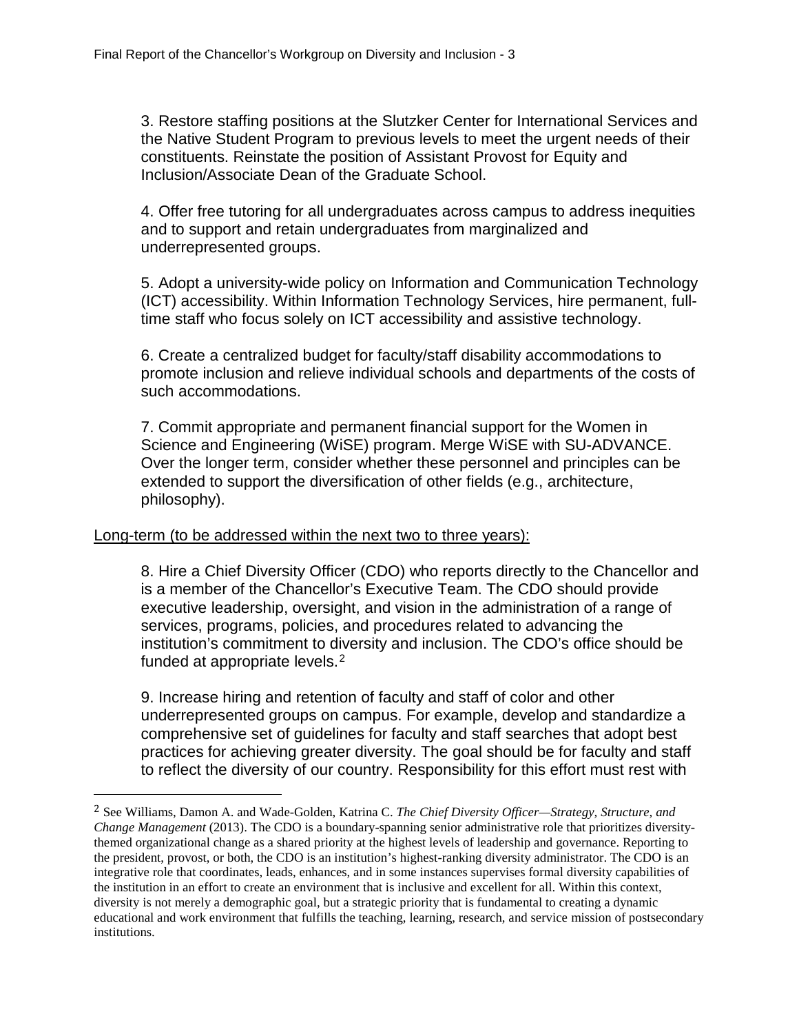3. Restore staffing positions at the Slutzker Center for International Services and the Native Student Program to previous levels to meet the urgent needs of their constituents. Reinstate the position of Assistant Provost for Equity and Inclusion/Associate Dean of the Graduate School.

4. Offer free tutoring for all undergraduates across campus to address inequities and to support and retain undergraduates from marginalized and underrepresented groups.

5. Adopt a university-wide policy on Information and Communication Technology (ICT) accessibility. Within Information Technology Services, hire permanent, full-time staff who focus solely on ICT accessibility and assistive technology.

6. Create a centralized budget for faculty/staff disability accommodations to promote inclusion and relieve individual schools and departments of the costs of such accommodations.

7. Commit appropriate and permanent financial support for the Women in Science and Engineering (WiSE) program. Merge WiSE with SU-ADVANCE. Over the longer term, consider whether these personnel and principles can be extended to support the diversification of other fields (e.g., architecture, philosophy).

<u>Long-term (to be addressed within the next two to three years):</u>

8. Hire a Chief Diversity Officer (CDO) who reports directly to the Chancellor and is a member of the Chancellor's Executive Team. The CDO should provide executive leadership, oversight, and vision in the administration of a range of services, programs, policies, and procedures related to advancing the institution's commitment to diversity and inclusion. The CDO's office should be funded at appropriate levels.[2]

9. Increase hiring and retention of faculty and staff of color and other underrepresented groups on campus. For example, develop and standardize a comprehensive set of guidelines for faculty and staff searches that adopt best practices for achieving greater diversity. The goal should be for faculty and staff to reflect the diversity of our country. Responsibility for this effort must rest with

---

[2] See Williams, Damon A. and Wade-Golden, Katrina C. *The Chief Diversity Officer—Strategy, Structure, and Change Management* (2013). The CDO is a boundary-spanning senior administrative role that prioritizes diversity-themed organizational change as a shared priority at the highest levels of leadership and governance. Reporting to the president, provost, or both, the CDO is an institution's highest-ranking diversity administrator. The CDO is an integrative role that coordinates, leads, enhances, and in some instances supervises formal diversity capabilities of the institution in an effort to create an environment that is inclusive and excellent for all. Within this context, diversity is not merely a demographic goal, but a strategic priority that is fundamental to creating a dynamic educational and work environment that fulfills the teaching, learning, research, and service mission of postsecondary institutions.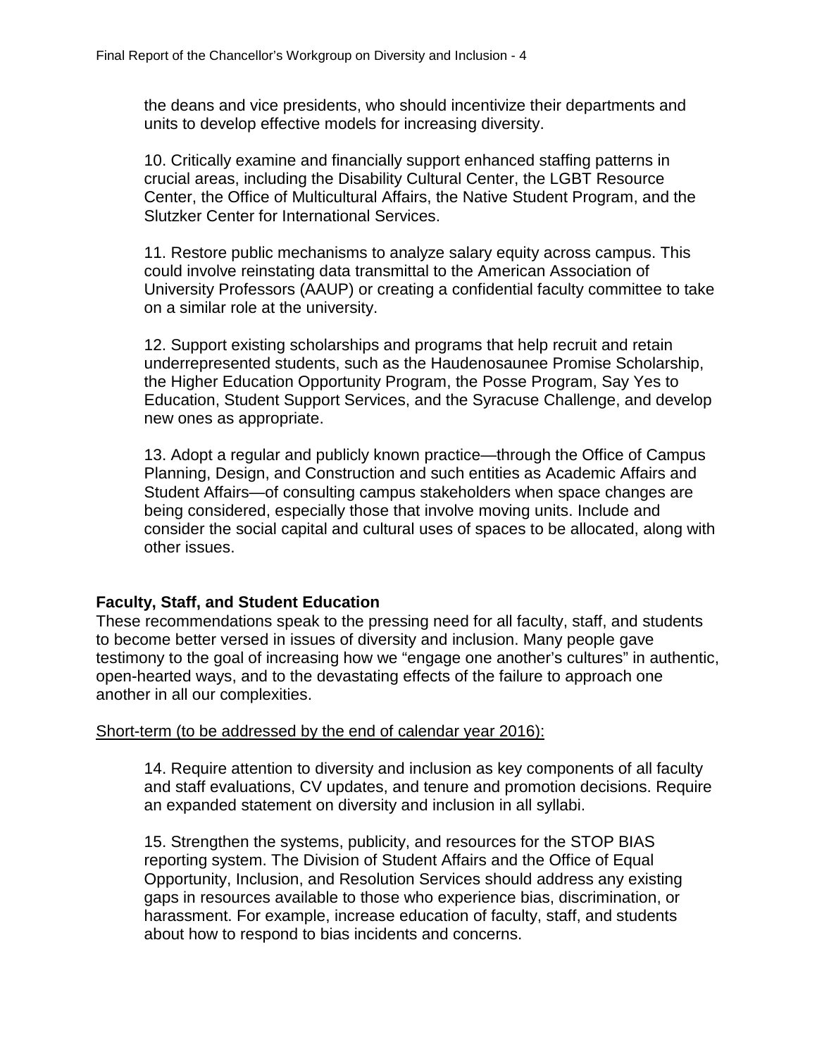the deans and vice presidents, who should incentivize their departments and units to develop effective models for increasing diversity.

10. Critically examine and financially support enhanced staffing patterns in crucial areas, including the Disability Cultural Center, the LGBT Resource Center, the Office of Multicultural Affairs, the Native Student Program, and the Slutzker Center for International Services.

11. Restore public mechanisms to analyze salary equity across campus. This could involve reinstating data transmittal to the American Association of University Professors (AAUP) or creating a confidential faculty committee to take on a similar role at the university.

12. Support existing scholarships and programs that help recruit and retain underrepresented students, such as the Haudenosaunee Promise Scholarship, the Higher Education Opportunity Program, the Posse Program, Say Yes to Education, Student Support Services, and the Syracuse Challenge, and develop new ones as appropriate.

13. Adopt a regular and publicly known practice—through the Office of Campus Planning, Design, and Construction and such entities as Academic Affairs and Student Affairs—of consulting campus stakeholders when space changes are being considered, especially those that involve moving units. Include and consider the social capital and cultural uses of spaces to be allocated, along with other issues.

**Faculty, Staff, and Student Education**

These recommendations speak to the pressing need for all faculty, staff, and students to become better versed in issues of diversity and inclusion. Many people gave testimony to the goal of increasing how we "engage one another's cultures" in authentic, open-hearted ways, and to the devastating effects of the failure to approach one another in all our complexities.

<u>Short-term (to be addressed by the end of calendar year 2016):</u>

14. Require attention to diversity and inclusion as key components of all faculty and staff evaluations, CV updates, and tenure and promotion decisions. Require an expanded statement on diversity and inclusion in all syllabi.

15. Strengthen the systems, publicity, and resources for the STOP BIAS reporting system. The Division of Student Affairs and the Office of Equal Opportunity, Inclusion, and Resolution Services should address any existing gaps in resources available to those who experience bias, discrimination, or harassment. For example, increase education of faculty, staff, and students about how to respond to bias incidents and concerns.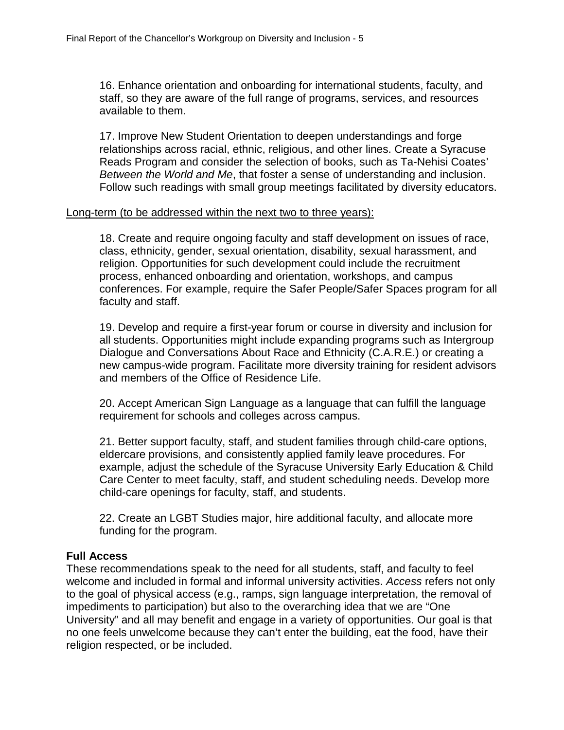16. Enhance orientation and onboarding for international students, faculty, and staff, so they are aware of the full range of programs, services, and resources available to them.

17. Improve New Student Orientation to deepen understandings and forge relationships across racial, ethnic, religious, and other lines. Create a Syracuse Reads Program and consider the selection of books, such as Ta-Nehisi Coates' *Between the World and Me*, that foster a sense of understanding and inclusion. Follow such readings with small group meetings facilitated by diversity educators.

<u>Long-term (to be addressed within the next two to three years):</u>

18. Create and require ongoing faculty and staff development on issues of race, class, ethnicity, gender, sexual orientation, disability, sexual harassment, and religion. Opportunities for such development could include the recruitment process, enhanced onboarding and orientation, workshops, and campus conferences. For example, require the Safer People/Safer Spaces program for all faculty and staff.

19. Develop and require a first-year forum or course in diversity and inclusion for all students. Opportunities might include expanding programs such as Intergroup Dialogue and Conversations About Race and Ethnicity (C.A.R.E.) or creating a new campus-wide program. Facilitate more diversity training for resident advisors and members of the Office of Residence Life.

20. Accept American Sign Language as a language that can fulfill the language requirement for schools and colleges across campus.

21. Better support faculty, staff, and student families through child-care options, eldercare provisions, and consistently applied family leave procedures. For example, adjust the schedule of the Syracuse University Early Education & Child Care Center to meet faculty, staff, and student scheduling needs. Develop more child-care openings for faculty, staff, and students.

22. Create an LGBT Studies major, hire additional faculty, and allocate more funding for the program.

**Full Access**

These recommendations speak to the need for all students, staff, and faculty to feel welcome and included in formal and informal university activities. *Access* refers not only to the goal of physical access (e.g., ramps, sign language interpretation, the removal of impediments to participation) but also to the overarching idea that we are "One University" and all may benefit and engage in a variety of opportunities. Our goal is that no one feels unwelcome because they can't enter the building, eat the food, have their religion respected, or be included.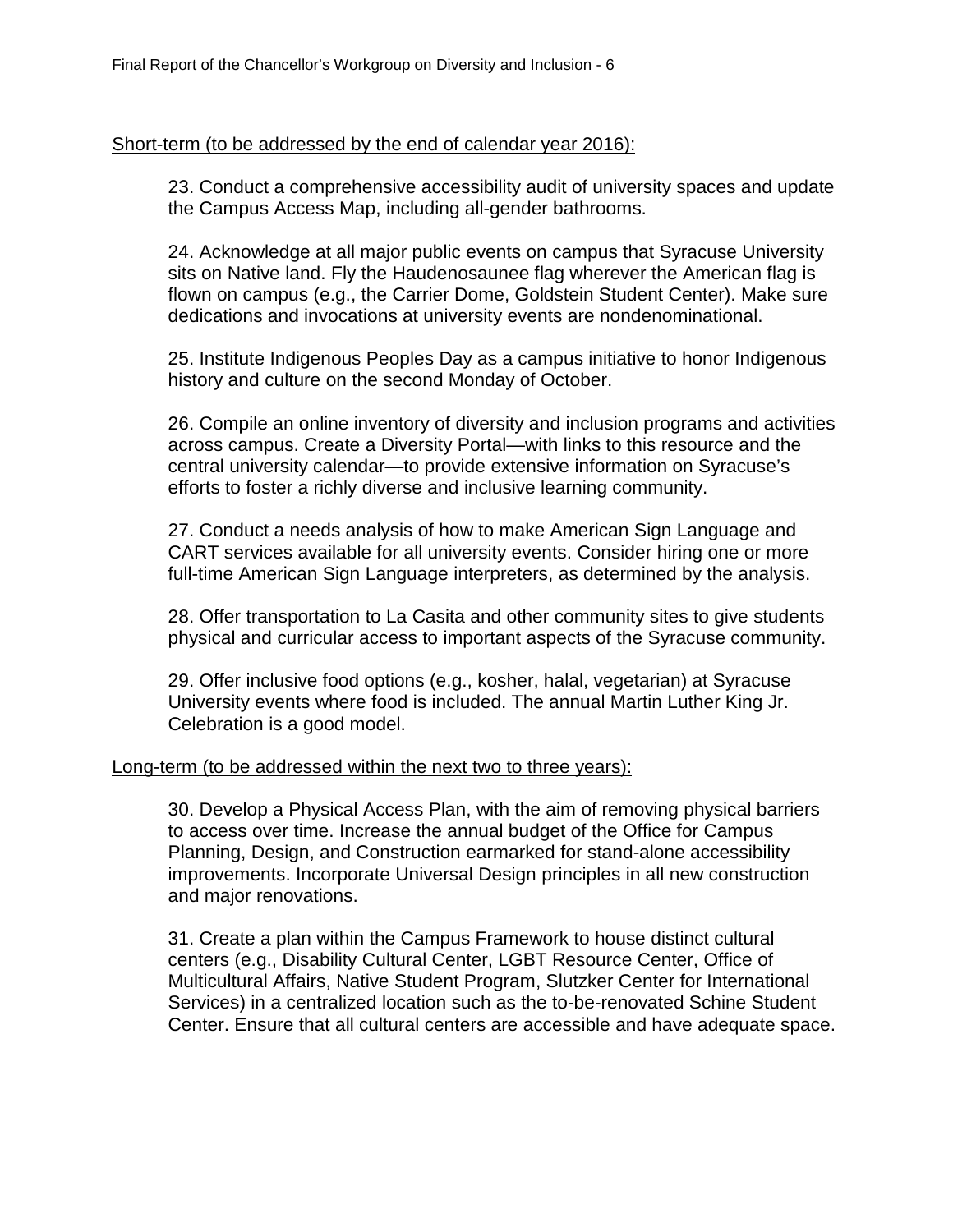Short-term (to be addressed by the end of calendar year 2016):

23. Conduct a comprehensive accessibility audit of university spaces and update the Campus Access Map, including all-gender bathrooms.

24. Acknowledge at all major public events on campus that Syracuse University sits on Native land. Fly the Haudenosaunee flag wherever the American flag is flown on campus (e.g., the Carrier Dome, Goldstein Student Center). Make sure dedications and invocations at university events are nondenominational.

25. Institute Indigenous Peoples Day as a campus initiative to honor Indigenous history and culture on the second Monday of October.

26. Compile an online inventory of diversity and inclusion programs and activities across campus. Create a Diversity Portal—with links to this resource and the central university calendar—to provide extensive information on Syracuse's efforts to foster a richly diverse and inclusive learning community.

27. Conduct a needs analysis of how to make American Sign Language and CART services available for all university events. Consider hiring one or more full-time American Sign Language interpreters, as determined by the analysis.

28. Offer transportation to La Casita and other community sites to give students physical and curricular access to important aspects of the Syracuse community.

29. Offer inclusive food options (e.g., kosher, halal, vegetarian) at Syracuse University events where food is included. The annual Martin Luther King Jr. Celebration is a good model.

Long-term (to be addressed within the next two to three years):

30. Develop a Physical Access Plan, with the aim of removing physical barriers to access over time. Increase the annual budget of the Office for Campus Planning, Design, and Construction earmarked for stand-alone accessibility improvements. Incorporate Universal Design principles in all new construction and major renovations.

31. Create a plan within the Campus Framework to house distinct cultural centers (e.g., Disability Cultural Center, LGBT Resource Center, Office of Multicultural Affairs, Native Student Program, Slutzker Center for International Services) in a centralized location such as the to-be-renovated Schine Student Center. Ensure that all cultural centers are accessible and have adequate space.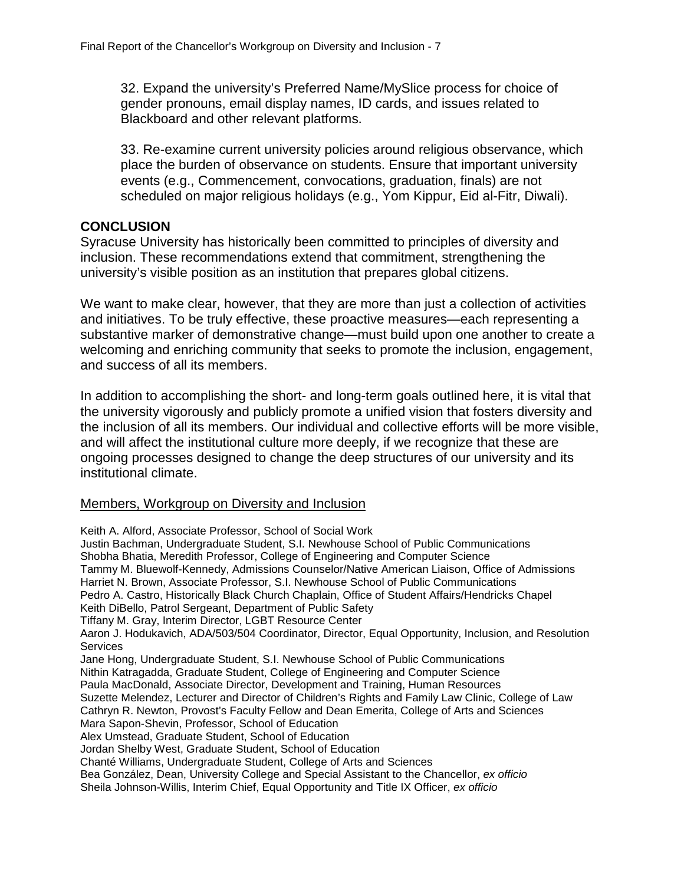32. Expand the university's Preferred Name/MySlice process for choice of gender pronouns, email display names, ID cards, and issues related to Blackboard and other relevant platforms.

33. Re-examine current university policies around religious observance, which place the burden of observance on students. Ensure that important university events (e.g., Commencement, convocations, graduation, finals) are not scheduled on major religious holidays (e.g., Yom Kippur, Eid al-Fitr, Diwali).

## CONCLUSION

Syracuse University has historically been committed to principles of diversity and inclusion. These recommendations extend that commitment, strengthening the university's visible position as an institution that prepares global citizens.

We want to make clear, however, that they are more than just a collection of activities and initiatives. To be truly effective, these proactive measures—each representing a substantive marker of demonstrative change—must build upon one another to create a welcoming and enriching community that seeks to promote the inclusion, engagement, and success of all its members.

In addition to accomplishing the short- and long-term goals outlined here, it is vital that the university vigorously and publicly promote a unified vision that fosters diversity and the inclusion of all its members. Our individual and collective efforts will be more visible, and will affect the institutional culture more deeply, if we recognize that these are ongoing processes designed to change the deep structures of our university and its institutional climate.

<u>Members, Workgroup on Diversity and Inclusion</u>

Keith A. Alford, Associate Professor, School of Social Work
Justin Bachman, Undergraduate Student, S.I. Newhouse School of Public Communications
Shobha Bhatia, Meredith Professor, College of Engineering and Computer Science
Tammy M. Bluewolf-Kennedy, Admissions Counselor/Native American Liaison, Office of Admissions
Harriet N. Brown, Associate Professor, S.I. Newhouse School of Public Communications
Pedro A. Castro, Historically Black Church Chaplain, Office of Student Affairs/Hendricks Chapel
Keith DiBello, Patrol Sergeant, Department of Public Safety
Tiffany M. Gray, Interim Director, LGBT Resource Center
Aaron J. Hodukavich, ADA/503/504 Coordinator, Director, Equal Opportunity, Inclusion, and Resolution Services
Jane Hong, Undergraduate Student, S.I. Newhouse School of Public Communications
Nithin Katragadda, Graduate Student, College of Engineering and Computer Science
Paula MacDonald, Associate Director, Development and Training, Human Resources
Suzette Melendez, Lecturer and Director of Children's Rights and Family Law Clinic, College of Law
Cathryn R. Newton, Provost's Faculty Fellow and Dean Emerita, College of Arts and Sciences
Mara Sapon-Shevin, Professor, School of Education
Alex Umstead, Graduate Student, School of Education
Jordan Shelby West, Graduate Student, School of Education
Chanté Williams, Undergraduate Student, College of Arts and Sciences
Bea González, Dean, University College and Special Assistant to the Chancellor, *ex officio*
Sheila Johnson-Willis, Interim Chief, Equal Opportunity and Title IX Officer, *ex officio*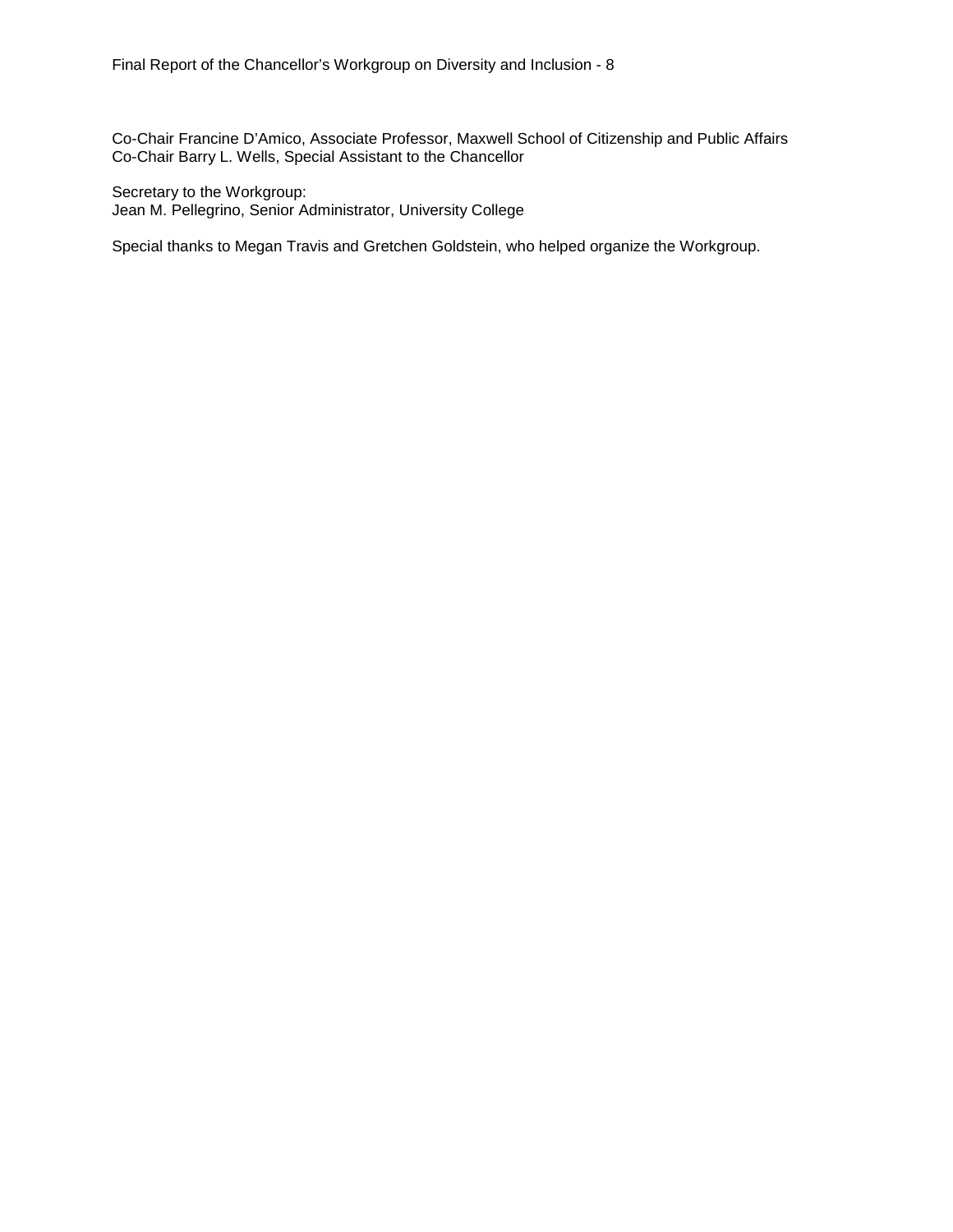Co-Chair Francine D'Amico, Associate Professor, Maxwell School of Citizenship and Public Affairs
Co-Chair Barry L. Wells, Special Assistant to the Chancellor

Secretary to the Workgroup:
Jean M. Pellegrino, Senior Administrator, University College

Special thanks to Megan Travis and Gretchen Goldstein, who helped organize the Workgroup.